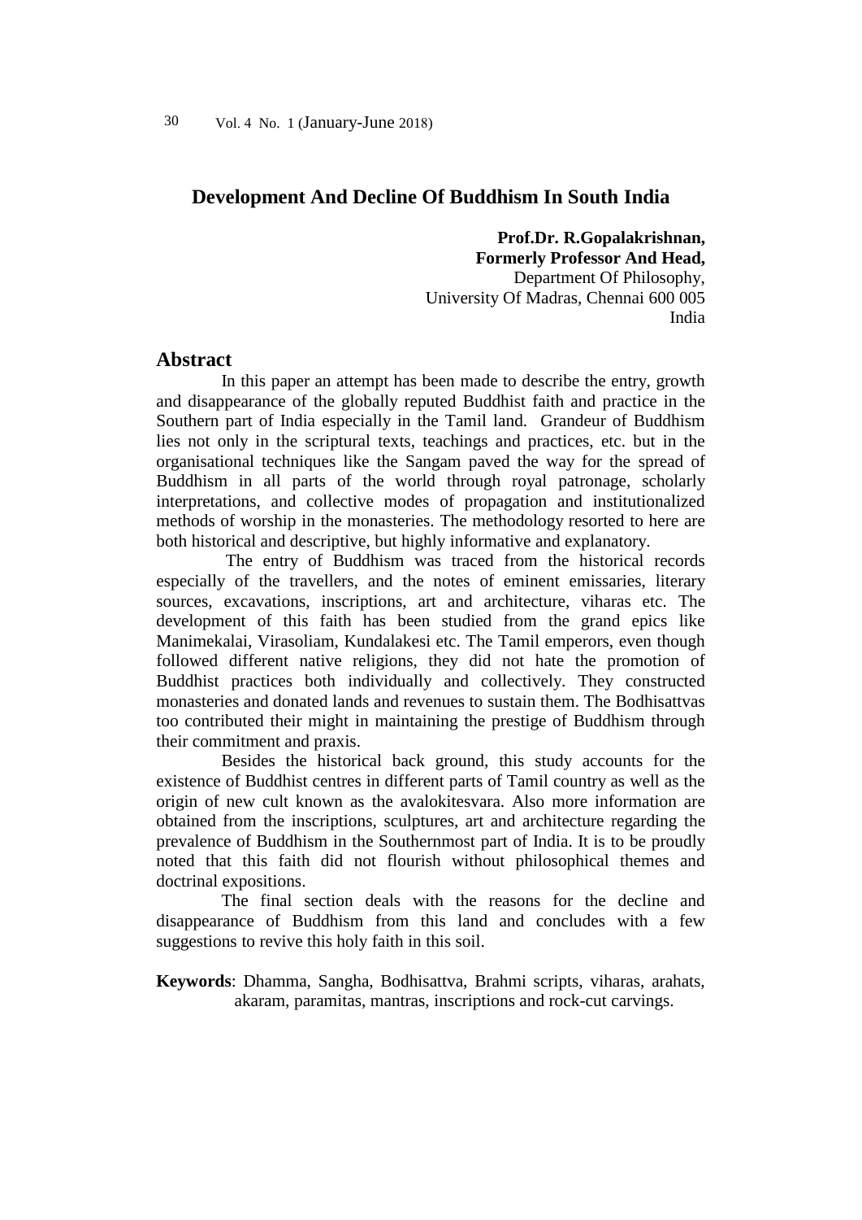# Development And Decline Of Buddhism In South India

**Prof.Dr. R.Gopalakrishnan,**
**Formerly Professor And Head,**
Department Of Philosophy,
University Of Madras, Chennai 600 005
India

## Abstract

In this paper an attempt has been made to describe the entry, growth and disappearance of the globally reputed Buddhist faith and practice in the Southern part of India especially in the Tamil land. Grandeur of Buddhism lies not only in the scriptural texts, teachings and practices, etc. but in the organisational techniques like the Sangam paved the way for the spread of Buddhism in all parts of the world through royal patronage, scholarly interpretations, and collective modes of propagation and institutionalized methods of worship in the monasteries. The methodology resorted to here are both historical and descriptive, but highly informative and explanatory.

The entry of Buddhism was traced from the historical records especially of the travellers, and the notes of eminent emissaries, literary sources, excavations, inscriptions, art and architecture, viharas etc. The development of this faith has been studied from the grand epics like Manimekalai, Virasoliam, Kundalakesi etc. The Tamil emperors, even though followed different native religions, they did not hate the promotion of Buddhist practices both individually and collectively. They constructed monasteries and donated lands and revenues to sustain them. The Bodhisattvas too contributed their might in maintaining the prestige of Buddhism through their commitment and praxis.

Besides the historical back ground, this study accounts for the existence of Buddhist centres in different parts of Tamil country as well as the origin of new cult known as the avalokitesvara. Also more information are obtained from the inscriptions, sculptures, art and architecture regarding the prevalence of Buddhism in the Southernmost part of India. It is to be proudly noted that this faith did not flourish without philosophical themes and doctrinal expositions.

The final section deals with the reasons for the decline and disappearance of Buddhism from this land and concludes with a few suggestions to revive this holy faith in this soil.

**Keywords**: Dhamma, Sangha, Bodhisattva, Brahmi scripts, viharas, arahats, akaram, paramitas, mantras, inscriptions and rock-cut carvings.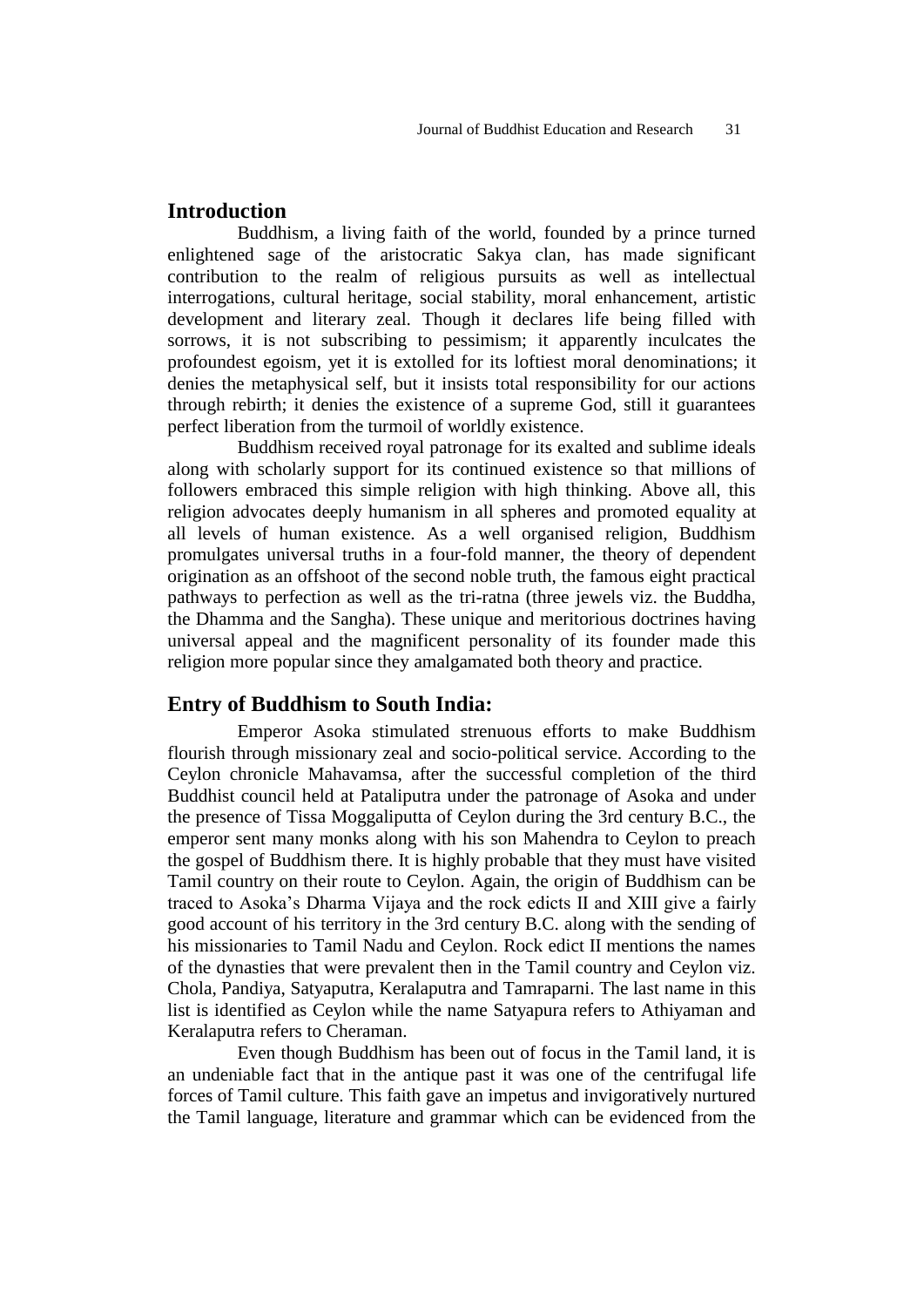## Introduction

Buddhism, a living faith of the world, founded by a prince turned enlightened sage of the aristocratic Sakya clan, has made significant contribution to the realm of religious pursuits as well as intellectual interrogations, cultural heritage, social stability, moral enhancement, artistic development and literary zeal. Though it declares life being filled with sorrows, it is not subscribing to pessimism; it apparently inculcates the profoundest egoism, yet it is extolled for its loftiest moral denominations; it denies the metaphysical self, but it insists total responsibility for our actions through rebirth; it denies the existence of a supreme God, still it guarantees perfect liberation from the turmoil of worldly existence.

Buddhism received royal patronage for its exalted and sublime ideals along with scholarly support for its continued existence so that millions of followers embraced this simple religion with high thinking. Above all, this religion advocates deeply humanism in all spheres and promoted equality at all levels of human existence. As a well organised religion, Buddhism promulgates universal truths in a four-fold manner, the theory of dependent origination as an offshoot of the second noble truth, the famous eight practical pathways to perfection as well as the tri-ratna (three jewels viz. the Buddha, the Dhamma and the Sangha). These unique and meritorious doctrines having universal appeal and the magnificent personality of its founder made this religion more popular since they amalgamated both theory and practice.

## Entry of Buddhism to South India:

Emperor Asoka stimulated strenuous efforts to make Buddhism flourish through missionary zeal and socio-political service. According to the Ceylon chronicle Mahavamsa, after the successful completion of the third Buddhist council held at Pataliputra under the patronage of Asoka and under the presence of Tissa Moggaliputta of Ceylon during the 3rd century B.C., the emperor sent many monks along with his son Mahendra to Ceylon to preach the gospel of Buddhism there. It is highly probable that they must have visited Tamil country on their route to Ceylon. Again, the origin of Buddhism can be traced to Asoka's Dharma Vijaya and the rock edicts II and XIII give a fairly good account of his territory in the 3rd century B.C. along with the sending of his missionaries to Tamil Nadu and Ceylon. Rock edict II mentions the names of the dynasties that were prevalent then in the Tamil country and Ceylon viz. Chola, Pandiya, Satyaputra, Keralaputra and Tamraparni. The last name in this list is identified as Ceylon while the name Satyapura refers to Athiyaman and Keralaputra refers to Cheraman.

Even though Buddhism has been out of focus in the Tamil land, it is an undeniable fact that in the antique past it was one of the centrifugal life forces of Tamil culture. This faith gave an impetus and invigoratively nurtured the Tamil language, literature and grammar which can be evidenced from the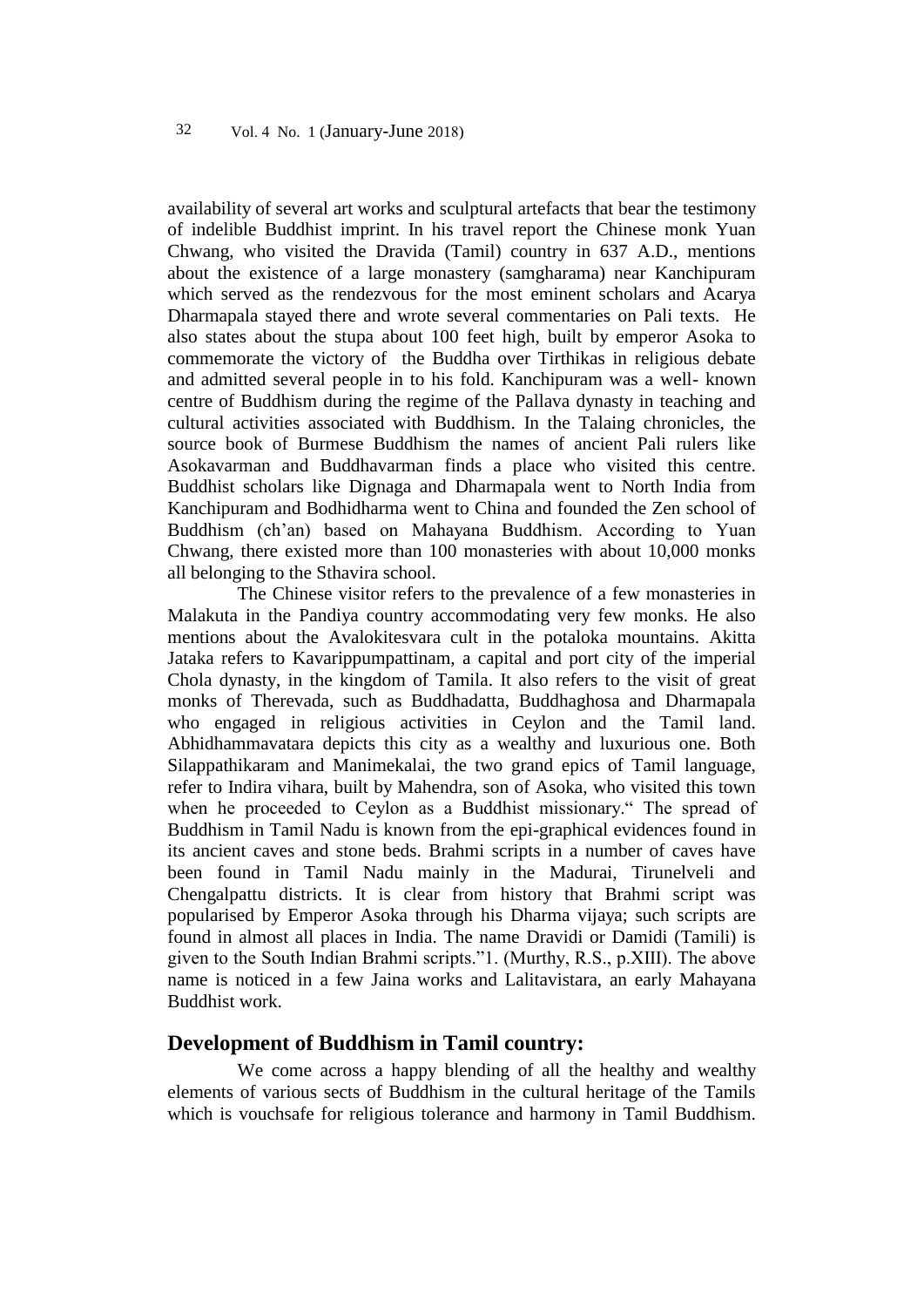availability of several art works and sculptural artefacts that bear the testimony of indelible Buddhist imprint. In his travel report the Chinese monk Yuan Chwang, who visited the Dravida (Tamil) country in 637 A.D., mentions about the existence of a large monastery (samgharama) near Kanchipuram which served as the rendezvous for the most eminent scholars and Acarya Dharmapala stayed there and wrote several commentaries on Pali texts. He also states about the stupa about 100 feet high, built by emperor Asoka to commemorate the victory of the Buddha over Tirthikas in religious debate and admitted several people in to his fold. Kanchipuram was a well- known centre of Buddhism during the regime of the Pallava dynasty in teaching and cultural activities associated with Buddhism. In the Talaing chronicles, the source book of Burmese Buddhism the names of ancient Pali rulers like Asokavarman and Buddhavarman finds a place who visited this centre. Buddhist scholars like Dignaga and Dharmapala went to North India from Kanchipuram and Bodhidharma went to China and founded the Zen school of Buddhism (ch'an) based on Mahayana Buddhism. According to Yuan Chwang, there existed more than 100 monasteries with about 10,000 monks all belonging to the Sthavira school.

The Chinese visitor refers to the prevalence of a few monasteries in Malakuta in the Pandiya country accommodating very few monks. He also mentions about the Avalokitesvara cult in the potaloka mountains. Akitta Jataka refers to Kavarippumpattinam, a capital and port city of the imperial Chola dynasty, in the kingdom of Tamila. It also refers to the visit of great monks of Therevada, such as Buddhadatta, Buddhaghosa and Dharmapala who engaged in religious activities in Ceylon and the Tamil land. Abhidhammavatara depicts this city as a wealthy and luxurious one. Both Silappathikaram and Manimekalai, the two grand epics of Tamil language, refer to Indira vihara, built by Mahendra, son of Asoka, who visited this town when he proceeded to Ceylon as a Buddhist missionary." The spread of Buddhism in Tamil Nadu is known from the epi-graphical evidences found in its ancient caves and stone beds. Brahmi scripts in a number of caves have been found in Tamil Nadu mainly in the Madurai, Tirunelveli and Chengalpattu districts. It is clear from history that Brahmi script was popularised by Emperor Asoka through his Dharma vijaya; such scripts are found in almost all places in India. The name Dravidi or Damidi (Tamili) is given to the South Indian Brahmi scripts."1. (Murthy, R.S., p.XIII). The above name is noticed in a few Jaina works and Lalitavistara, an early Mahayana Buddhist work.

## Development of Buddhism in Tamil country:

We come across a happy blending of all the healthy and wealthy elements of various sects of Buddhism in the cultural heritage of the Tamils which is vouchsafe for religious tolerance and harmony in Tamil Buddhism.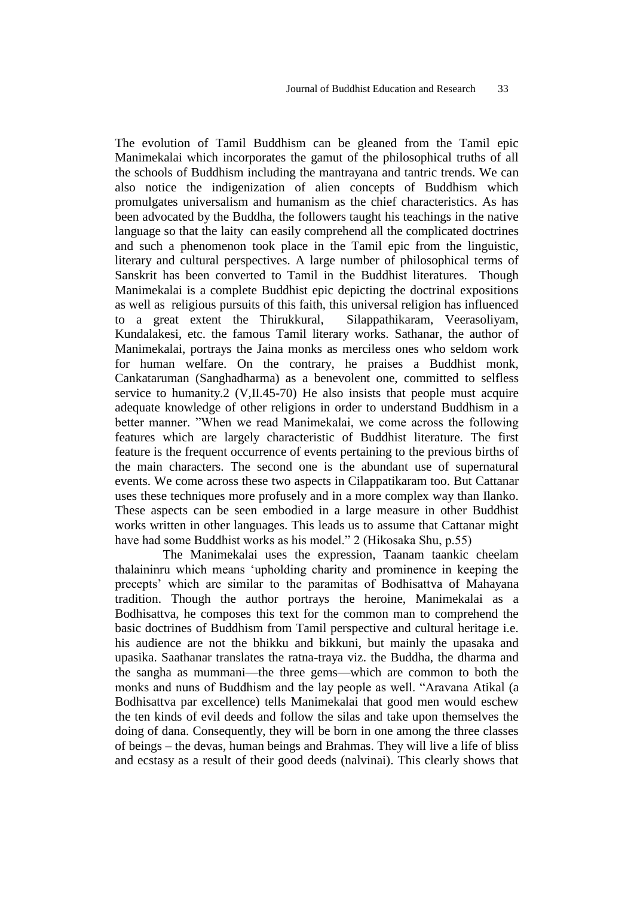The evolution of Tamil Buddhism can be gleaned from the Tamil epic Manimekalai which incorporates the gamut of the philosophical truths of all the schools of Buddhism including the mantrayana and tantric trends. We can also notice the indigenization of alien concepts of Buddhism which promulgates universalism and humanism as the chief characteristics. As has been advocated by the Buddha, the followers taught his teachings in the native language so that the laity can easily comprehend all the complicated doctrines and such a phenomenon took place in the Tamil epic from the linguistic, literary and cultural perspectives. A large number of philosophical terms of Sanskrit has been converted to Tamil in the Buddhist literatures. Though Manimekalai is a complete Buddhist epic depicting the doctrinal expositions as well as religious pursuits of this faith, this universal religion has influenced to a great extent the Thirukkural, Silappathikaram, Veerasoliyam, Kundalakesi, etc. the famous Tamil literary works. Sathanar, the author of Manimekalai, portrays the Jaina monks as merciless ones who seldom work for human welfare. On the contrary, he praises a Buddhist monk, Cankataruman (Sanghadharma) as a benevolent one, committed to selfless service to humanity.2 (V,II.45-70) He also insists that people must acquire adequate knowledge of other religions in order to understand Buddhism in a better manner. "When we read Manimekalai, we come across the following features which are largely characteristic of Buddhist literature. The first feature is the frequent occurrence of events pertaining to the previous births of the main characters. The second one is the abundant use of supernatural events. We come across these two aspects in Cilappatikaram too. But Cattanar uses these techniques more profusely and in a more complex way than Ilanko. These aspects can be seen embodied in a large measure in other Buddhist works written in other languages. This leads us to assume that Cattanar might have had some Buddhist works as his model." 2 (Hikosaka Shu, p.55)

The Manimekalai uses the expression, Taanam taankic cheelam thalaininru which means 'upholding charity and prominence in keeping the precepts' which are similar to the paramitas of Bodhisattva of Mahayana tradition. Though the author portrays the heroine, Manimekalai as a Bodhisattva, he composes this text for the common man to comprehend the basic doctrines of Buddhism from Tamil perspective and cultural heritage i.e. his audience are not the bhikku and bikkuni, but mainly the upasaka and upasika. Saathanar translates the ratna-traya viz. the Buddha, the dharma and the sangha as mummani—the three gems—which are common to both the monks and nuns of Buddhism and the lay people as well. "Aravana Atikal (a Bodhisattva par excellence) tells Manimekalai that good men would eschew the ten kinds of evil deeds and follow the silas and take upon themselves the doing of dana. Consequently, they will be born in one among the three classes of beings – the devas, human beings and Brahmas. They will live a life of bliss and ecstasy as a result of their good deeds (nalvinai). This clearly shows that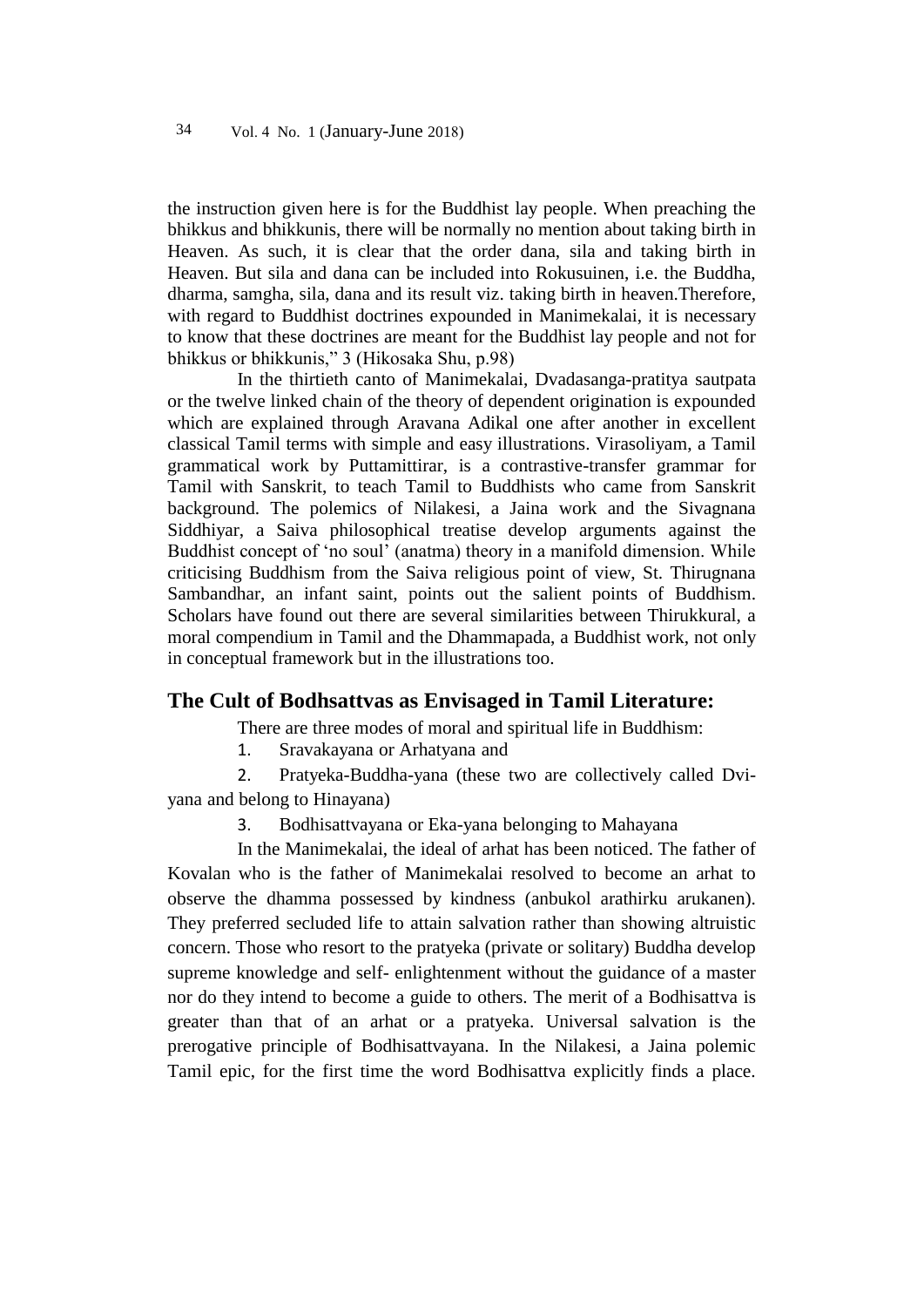the instruction given here is for the Buddhist lay people. When preaching the bhikkus and bhikkunis, there will be normally no mention about taking birth in Heaven. As such, it is clear that the order dana, sila and taking birth in Heaven. But sila and dana can be included into Rokusuinen, i.e. the Buddha, dharma, samgha, sila, dana and its result viz. taking birth in heaven.Therefore, with regard to Buddhist doctrines expounded in Manimekalai, it is necessary to know that these doctrines are meant for the Buddhist lay people and not for bhikkus or bhikkunis," 3 (Hikosaka Shu, p.98)

In the thirtieth canto of Manimekalai, Dvadasanga-pratitya sautpata or the twelve linked chain of the theory of dependent origination is expounded which are explained through Aravana Adikal one after another in excellent classical Tamil terms with simple and easy illustrations. Virasoliyam, a Tamil grammatical work by Puttamittirar, is a contrastive-transfer grammar for Tamil with Sanskrit, to teach Tamil to Buddhists who came from Sanskrit background. The polemics of Nilakesi, a Jaina work and the Sivagnana Siddhiyar, a Saiva philosophical treatise develop arguments against the Buddhist concept of 'no soul' (anatma) theory in a manifold dimension. While criticising Buddhism from the Saiva religious point of view, St. Thirugnana Sambandhar, an infant saint, points out the salient points of Buddhism. Scholars have found out there are several similarities between Thirukkural, a moral compendium in Tamil and the Dhammapada, a Buddhist work, not only in conceptual framework but in the illustrations too.

## The Cult of Bodhsattvas as Envisaged in Tamil Literature:

There are three modes of moral and spiritual life in Buddhism:

1. Sravakayana or Arhatyana and
2. Pratyeka-Buddha-yana (these two are collectively called Dvi-yana and belong to Hinayana)
3. Bodhisattvayana or Eka-yana belonging to Mahayana

In the Manimekalai, the ideal of arhat has been noticed. The father of Kovalan who is the father of Manimekalai resolved to become an arhat to observe the dhamma possessed by kindness (anbukol arathirku arukanen). They preferred secluded life to attain salvation rather than showing altruistic concern. Those who resort to the pratyeka (private or solitary) Buddha develop supreme knowledge and self- enlightenment without the guidance of a master nor do they intend to become a guide to others. The merit of a Bodhisattva is greater than that of an arhat or a pratyeka. Universal salvation is the prerogative principle of Bodhisattvayana. In the Nilakesi, a Jaina polemic Tamil epic, for the first time the word Bodhisattva explicitly finds a place.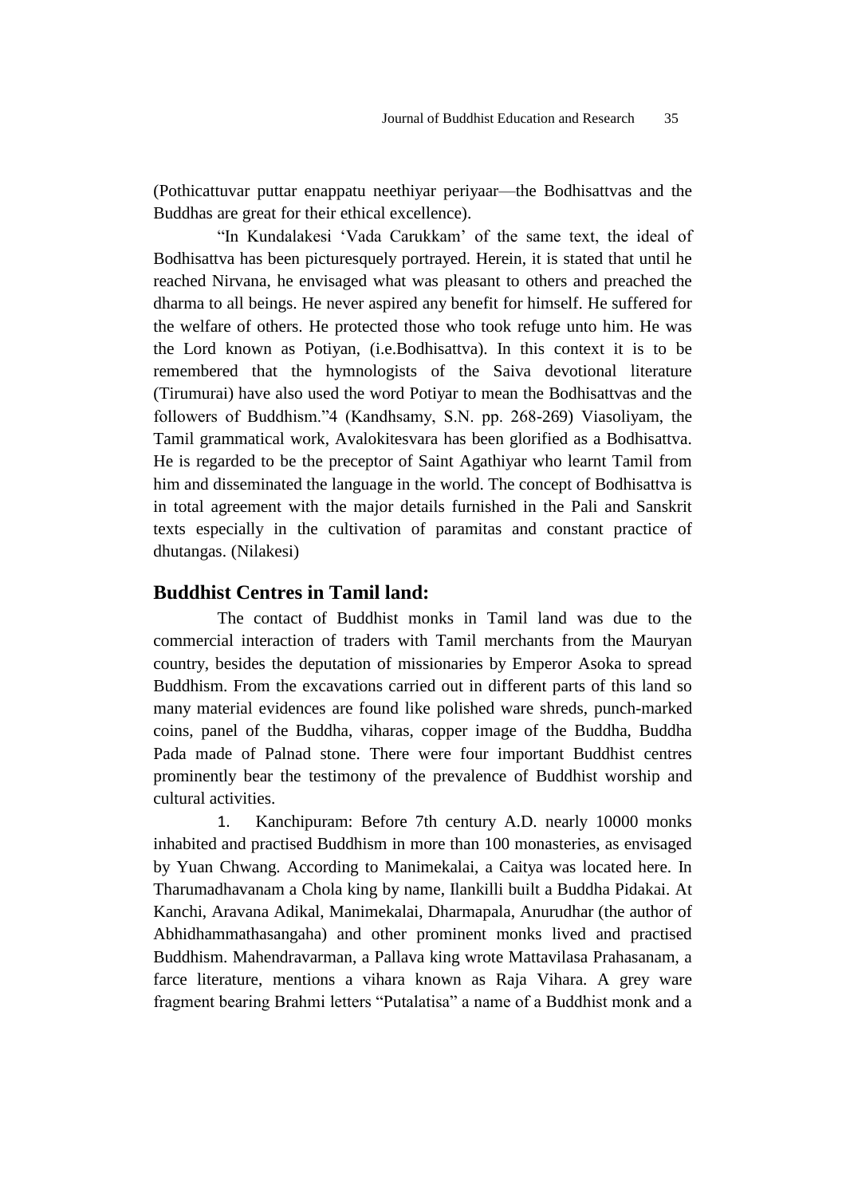(Pothicattuvar puttar enappatu neethiyar periyaar—the Bodhisattvas and the Buddhas are great for their ethical excellence).

"In Kundalakesi 'Vada Carukkam' of the same text, the ideal of Bodhisattva has been picturesquely portrayed. Herein, it is stated that until he reached Nirvana, he envisaged what was pleasant to others and preached the dharma to all beings. He never aspired any benefit for himself. He suffered for the welfare of others. He protected those who took refuge unto him. He was the Lord known as Potiyan, (i.e.Bodhisattva). In this context it is to be remembered that the hymnologists of the Saiva devotional literature (Tirumurai) have also used the word Potiyar to mean the Bodhisattvas and the followers of Buddhism."4 (Kandhsamy, S.N. pp. 268-269) Viasoliyam, the Tamil grammatical work, Avalokitesvara has been glorified as a Bodhisattva. He is regarded to be the preceptor of Saint Agathiyar who learnt Tamil from him and disseminated the language in the world. The concept of Bodhisattva is in total agreement with the major details furnished in the Pali and Sanskrit texts especially in the cultivation of paramitas and constant practice of dhutangas. (Nilakesi)

## Buddhist Centres in Tamil land:

The contact of Buddhist monks in Tamil land was due to the commercial interaction of traders with Tamil merchants from the Mauryan country, besides the deputation of missionaries by Emperor Asoka to spread Buddhism. From the excavations carried out in different parts of this land so many material evidences are found like polished ware shreds, punch-marked coins, panel of the Buddha, viharas, copper image of the Buddha, Buddha Pada made of Palnad stone. There were four important Buddhist centres prominently bear the testimony of the prevalence of Buddhist worship and cultural activities.

1. Kanchipuram: Before 7th century A.D. nearly 10000 monks inhabited and practised Buddhism in more than 100 monasteries, as envisaged by Yuan Chwang. According to Manimekalai, a Caitya was located here. In Tharumadhavanam a Chola king by name, Ilankilli built a Buddha Pidakai. At Kanchi, Aravana Adikal, Manimekalai, Dharmapala, Anurudhar (the author of Abhidhammathasangaha) and other prominent monks lived and practised Buddhism. Mahendravarman, a Pallava king wrote Mattavilasa Prahasanam, a farce literature, mentions a vihara known as Raja Vihara. A grey ware fragment bearing Brahmi letters "Putalatisa" a name of a Buddhist monk and a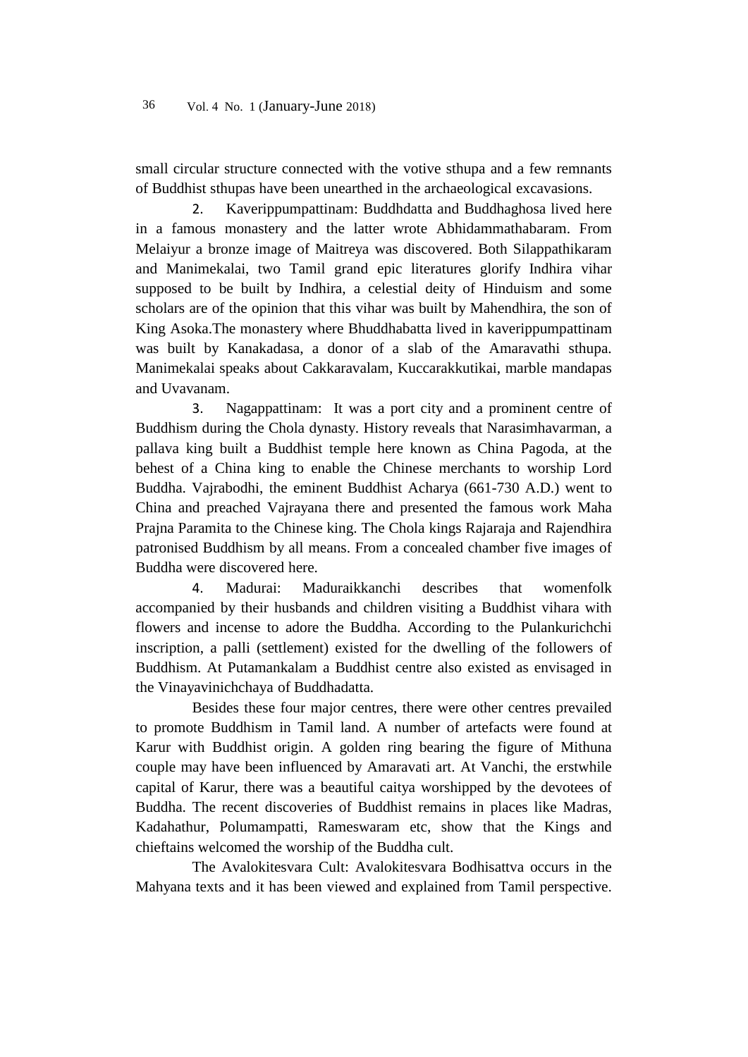small circular structure connected with the votive sthupa and a few remnants of Buddhist sthupas have been unearthed in the archaeological excavations.

2. Kaverippumpattinam: Buddhdatta and Buddhaghosa lived here in a famous monastery and the latter wrote Abhidammathabaram. From Melaiyur a bronze image of Maitreya was discovered. Both Silappathikaram and Manimekalai, two Tamil grand epic literatures glorify Indhira vihar supposed to be built by Indhira, a celestial deity of Hinduism and some scholars are of the opinion that this vihar was built by Mahendhira, the son of King Asoka.The monastery where Bhuddhabatta lived in kaverippumpattinam was built by Kanakadasa, a donor of a slab of the Amaravathi sthupa. Manimekalai speaks about Cakkaravalam, Kuccarakkutikai, marble mandapas and Uvavanam.

3. Nagappattinam: It was a port city and a prominent centre of Buddhism during the Chola dynasty. History reveals that Narasimhavarman, a pallava king built a Buddhist temple here known as China Pagoda, at the behest of a China king to enable the Chinese merchants to worship Lord Buddha. Vajrabodhi, the eminent Buddhist Acharya (661-730 A.D.) went to China and preached Vajrayana there and presented the famous work Maha Prajna Paramita to the Chinese king. The Chola kings Rajaraja and Rajendhira patronised Buddhism by all means. From a concealed chamber five images of Buddha were discovered here.

4. Madurai: Maduraikkanchi describes that womenfolk accompanied by their husbands and children visiting a Buddhist vihara with flowers and incense to adore the Buddha. According to the Pulankurichchi inscription, a palli (settlement) existed for the dwelling of the followers of Buddhism. At Putamankalam a Buddhist centre also existed as envisaged in the Vinayavinichchaya of Buddhadatta.

Besides these four major centres, there were other centres prevailed to promote Buddhism in Tamil land. A number of artefacts were found at Karur with Buddhist origin. A golden ring bearing the figure of Mithuna couple may have been influenced by Amaravati art. At Vanchi, the erstwhile capital of Karur, there was a beautiful caitya worshipped by the devotees of Buddha. The recent discoveries of Buddhist remains in places like Madras, Kadahathur, Polumampatti, Rameswaram etc, show that the Kings and chieftains welcomed the worship of the Buddha cult.

The Avalokitesvara Cult: Avalokitesvara Bodhisattva occurs in the Mahyana texts and it has been viewed and explained from Tamil perspective.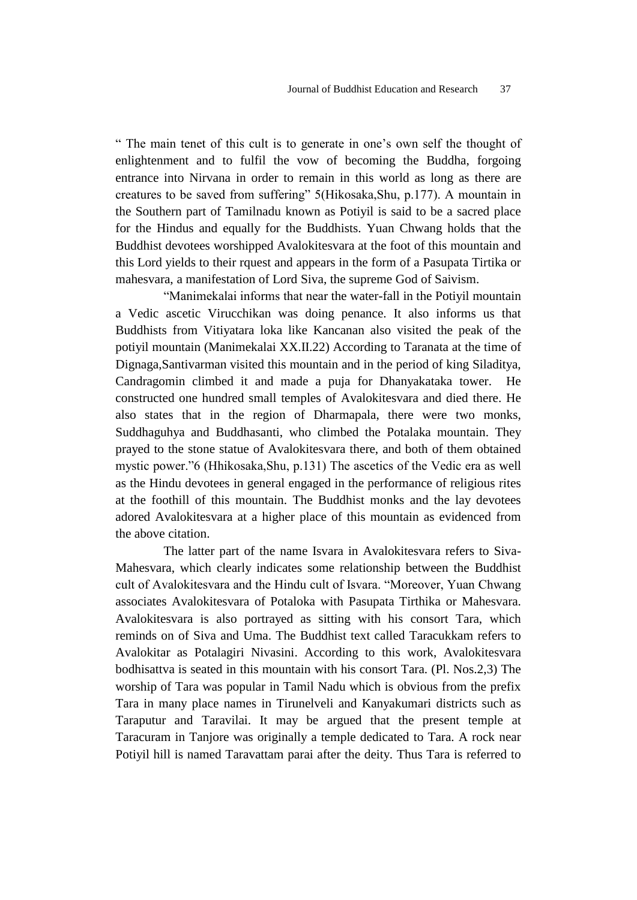" The main tenet of this cult is to generate in one's own self the thought of enlightenment and to fulfil the vow of becoming the Buddha, forgoing entrance into Nirvana in order to remain in this world as long as there are creatures to be saved from suffering" 5(Hikosaka,Shu, p.177). A mountain in the Southern part of Tamilnadu known as Potiyil is said to be a sacred place for the Hindus and equally for the Buddhists. Yuan Chwang holds that the Buddhist devotees worshipped Avalokitesvara at the foot of this mountain and this Lord yields to their rquest and appears in the form of a Pasupata Tirtika or mahesvara, a manifestation of Lord Siva, the supreme God of Saivism.

"Manimekalai informs that near the water-fall in the Potiyil mountain a Vedic ascetic Virucchikan was doing penance. It also informs us that Buddhists from Vitiyatara loka like Kancanan also visited the peak of the potiyil mountain (Manimekalai XX.II.22) According to Taranata at the time of Dignaga,Santivarman visited this mountain and in the period of king Siladitya, Candragomin climbed it and made a puja for Dhanyakataka tower. He constructed one hundred small temples of Avalokitesvara and died there. He also states that in the region of Dharmapala, there were two monks, Suddhaguhya and Buddhasanti, who climbed the Potalaka mountain. They prayed to the stone statue of Avalokitesvara there, and both of them obtained mystic power."6 (Hhikosaka,Shu, p.131) The ascetics of the Vedic era as well as the Hindu devotees in general engaged in the performance of religious rites at the foothill of this mountain. The Buddhist monks and the lay devotees adored Avalokitesvara at a higher place of this mountain as evidenced from the above citation.

The latter part of the name Isvara in Avalokitesvara refers to Siva-Mahesvara, which clearly indicates some relationship between the Buddhist cult of Avalokitesvara and the Hindu cult of Isvara. "Moreover, Yuan Chwang associates Avalokitesvara of Potaloka with Pasupata Tirthika or Mahesvara. Avalokitesvara is also portrayed as sitting with his consort Tara, which reminds on of Siva and Uma. The Buddhist text called Taracukkam refers to Avalokitar as Potalagiri Nivasini. According to this work, Avalokitesvara bodhisattva is seated in this mountain with his consort Tara. (Pl. Nos.2,3) The worship of Tara was popular in Tamil Nadu which is obvious from the prefix Tara in many place names in Tirunelveli and Kanyakumari districts such as Taraputur and Taravilai. It may be argued that the present temple at Taracuram in Tanjore was originally a temple dedicated to Tara. A rock near Potiyil hill is named Taravattam parai after the deity. Thus Tara is referred to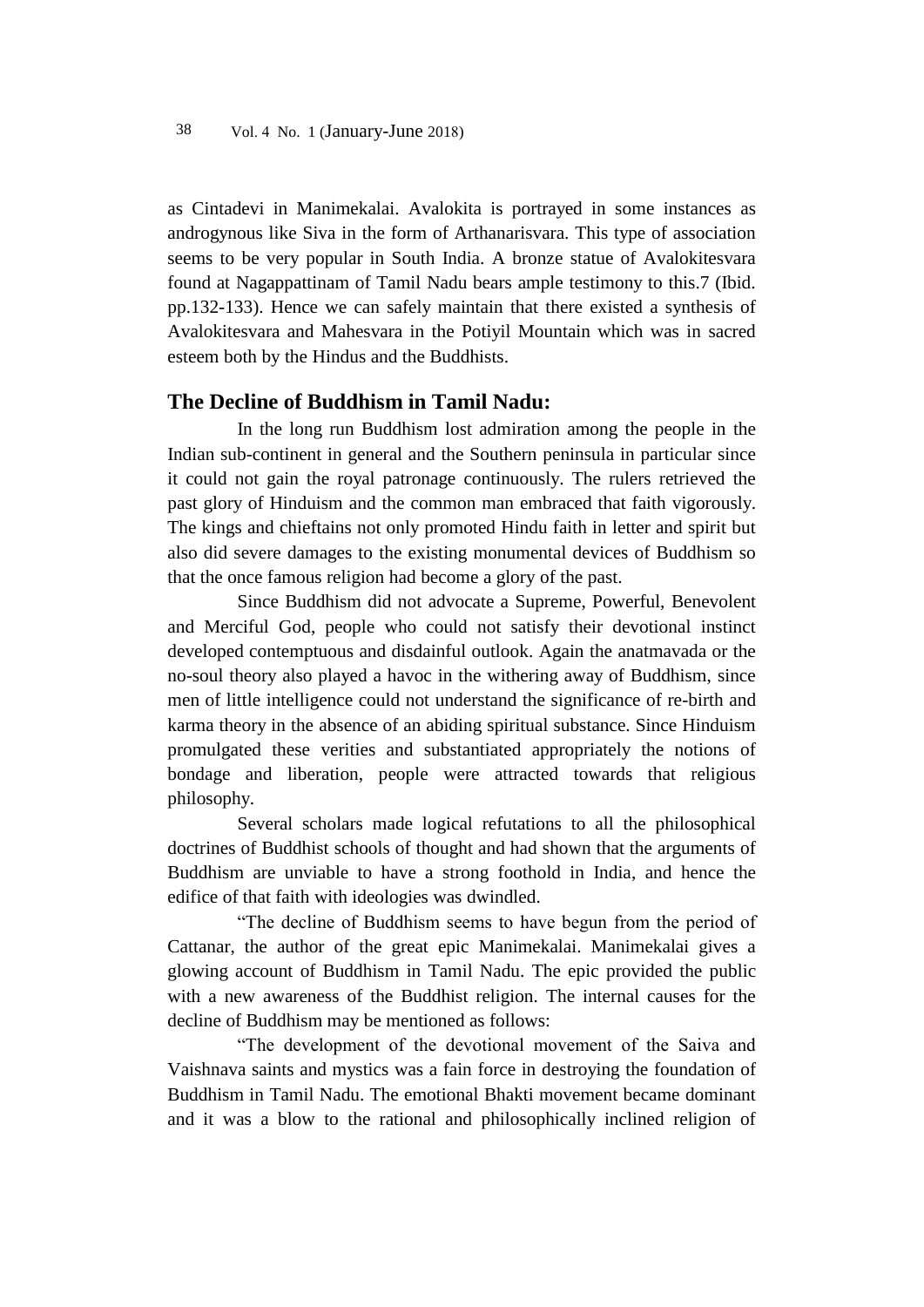as Cintadevi in Manimekalai. Avalokita is portrayed in some instances as androgynous like Siva in the form of Arthanarisvara. This type of association seems to be very popular in South India. A bronze statue of Avalokitesvara found at Nagappattinam of Tamil Nadu bears ample testimony to this.7 (Ibid. pp.132-133). Hence we can safely maintain that there existed a synthesis of Avalokitesvara and Mahesvara in the Potiyil Mountain which was in sacred esteem both by the Hindus and the Buddhists.

## The Decline of Buddhism in Tamil Nadu:

In the long run Buddhism lost admiration among the people in the Indian sub-continent in general and the Southern peninsula in particular since it could not gain the royal patronage continuously. The rulers retrieved the past glory of Hinduism and the common man embraced that faith vigorously. The kings and chieftains not only promoted Hindu faith in letter and spirit but also did severe damages to the existing monumental devices of Buddhism so that the once famous religion had become a glory of the past.

Since Buddhism did not advocate a Supreme, Powerful, Benevolent and Merciful God, people who could not satisfy their devotional instinct developed contemptuous and disdainful outlook. Again the anatmavada or the no-soul theory also played a havoc in the withering away of Buddhism, since men of little intelligence could not understand the significance of re-birth and karma theory in the absence of an abiding spiritual substance. Since Hinduism promulgated these verities and substantiated appropriately the notions of bondage and liberation, people were attracted towards that religious philosophy.

Several scholars made logical refutations to all the philosophical doctrines of Buddhist schools of thought and had shown that the arguments of Buddhism are unviable to have a strong foothold in India, and hence the edifice of that faith with ideologies was dwindled.

"The decline of Buddhism seems to have begun from the period of Cattanar, the author of the great epic Manimekalai. Manimekalai gives a glowing account of Buddhism in Tamil Nadu. The epic provided the public with a new awareness of the Buddhist religion. The internal causes for the decline of Buddhism may be mentioned as follows:

"The development of the devotional movement of the Saiva and Vaishnava saints and mystics was a fain force in destroying the foundation of Buddhism in Tamil Nadu. The emotional Bhakti movement became dominant and it was a blow to the rational and philosophically inclined religion of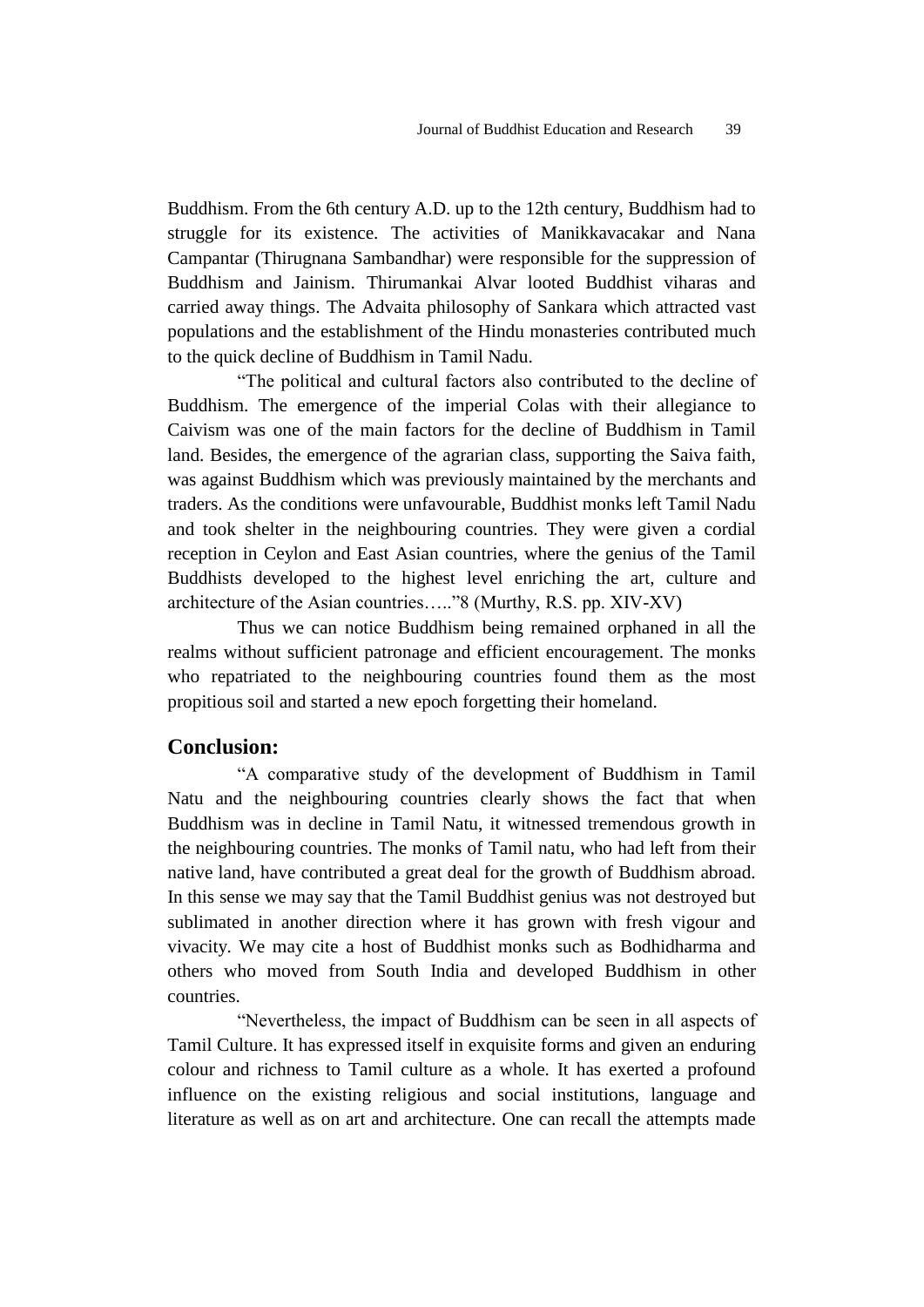Buddhism. From the 6th century A.D. up to the 12th century, Buddhism had to struggle for its existence. The activities of Manikkavacakar and Nana Campantar (Thirugnana Sambandhar) were responsible for the suppression of Buddhism and Jainism. Thirumankai Alvar looted Buddhist viharas and carried away things. The Advaita philosophy of Sankara which attracted vast populations and the establishment of the Hindu monasteries contributed much to the quick decline of Buddhism in Tamil Nadu.

"The political and cultural factors also contributed to the decline of Buddhism. The emergence of the imperial Colas with their allegiance to Caivism was one of the main factors for the decline of Buddhism in Tamil land. Besides, the emergence of the agrarian class, supporting the Saiva faith, was against Buddhism which was previously maintained by the merchants and traders. As the conditions were unfavourable, Buddhist monks left Tamil Nadu and took shelter in the neighbouring countries. They were given a cordial reception in Ceylon and East Asian countries, where the genius of the Tamil Buddhists developed to the highest level enriching the art, culture and architecture of the Asian countries….."8 (Murthy, R.S. pp. XIV-XV)

Thus we can notice Buddhism being remained orphaned in all the realms without sufficient patronage and efficient encouragement. The monks who repatriated to the neighbouring countries found them as the most propitious soil and started a new epoch forgetting their homeland.

## Conclusion:

"A comparative study of the development of Buddhism in Tamil Natu and the neighbouring countries clearly shows the fact that when Buddhism was in decline in Tamil Natu, it witnessed tremendous growth in the neighbouring countries. The monks of Tamil natu, who had left from their native land, have contributed a great deal for the growth of Buddhism abroad. In this sense we may say that the Tamil Buddhist genius was not destroyed but sublimated in another direction where it has grown with fresh vigour and vivacity. We may cite a host of Buddhist monks such as Bodhidharma and others who moved from South India and developed Buddhism in other countries.

"Nevertheless, the impact of Buddhism can be seen in all aspects of Tamil Culture. It has expressed itself in exquisite forms and given an enduring colour and richness to Tamil culture as a whole. It has exerted a profound influence on the existing religious and social institutions, language and literature as well as on art and architecture. One can recall the attempts made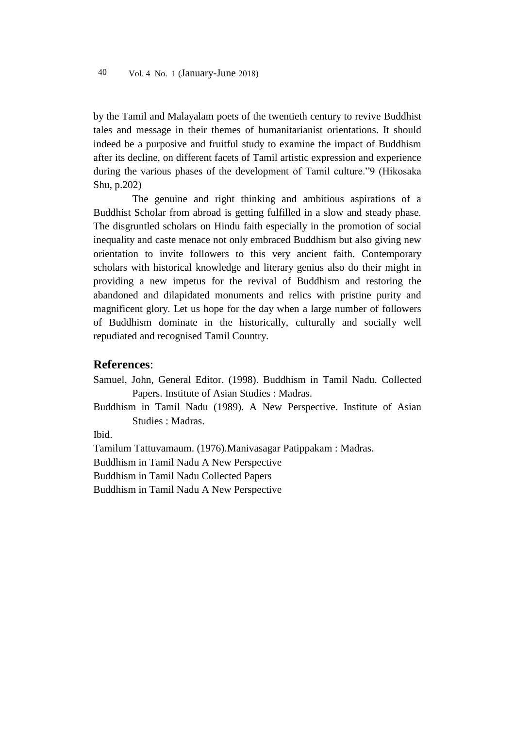by the Tamil and Malayalam poets of the twentieth century to revive Buddhist tales and message in their themes of humanitarianist orientations. It should indeed be a purposive and fruitful study to examine the impact of Buddhism after its decline, on different facets of Tamil artistic expression and experience during the various phases of the development of Tamil culture."9 (Hikosaka Shu, p.202)

The genuine and right thinking and ambitious aspirations of a Buddhist Scholar from abroad is getting fulfilled in a slow and steady phase. The disgruntled scholars on Hindu faith especially in the promotion of social inequality and caste menace not only embraced Buddhism but also giving new orientation to invite followers to this very ancient faith. Contemporary scholars with historical knowledge and literary genius also do their might in providing a new impetus for the revival of Buddhism and restoring the abandoned and dilapidated monuments and relics with pristine purity and magnificent glory. Let us hope for the day when a large number of followers of Buddhism dominate in the historically, culturally and socially well repudiated and recognised Tamil Country.

## References:

Samuel, John, General Editor. (1998). Buddhism in Tamil Nadu. Collected Papers. Institute of Asian Studies : Madras.

Buddhism in Tamil Nadu (1989). A New Perspective. Institute of Asian Studies : Madras.

Ibid.

Tamilum Tattuvamaum. (1976).Manivasagar Patippakam : Madras.

Buddhism in Tamil Nadu A New Perspective

Buddhism in Tamil Nadu Collected Papers

Buddhism in Tamil Nadu A New Perspective